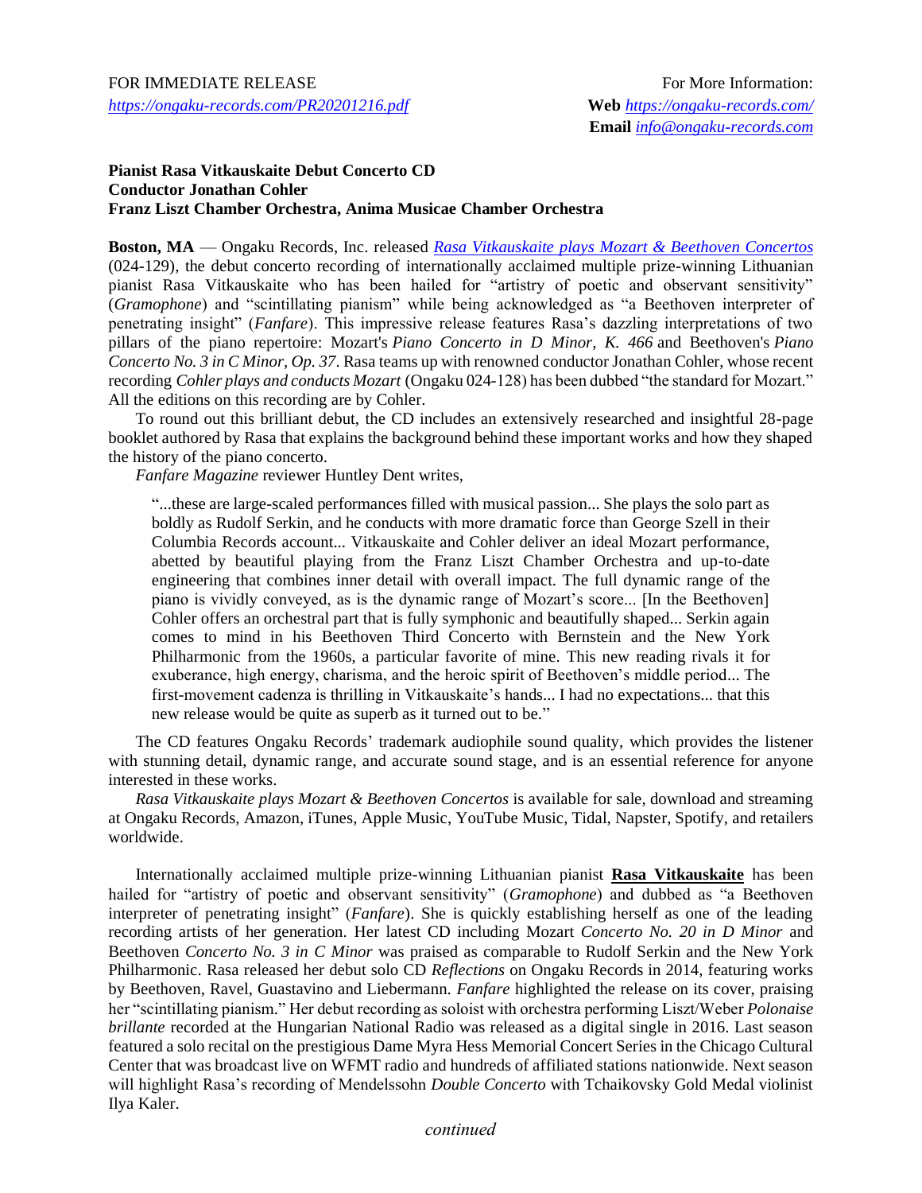FOR IMMEDIATE RELEASE
*https://ongaku-records.com/PR20201216.pdf*

For More Information:
**Web** *https://ongaku-records.com/*
**Email** *info@ongaku-records.com*

**Pianist Rasa Vitkauskaite Debut Concerto CD**
**Conductor Jonathan Cohler**
**Franz Liszt Chamber Orchestra, Anima Musicae Chamber Orchestra**

**Boston, MA** — Ongaku Records, Inc. released *Rasa Vitkauskaite plays Mozart & Beethoven Concertos* (024-129), the debut concerto recording of internationally acclaimed multiple prize-winning Lithuanian pianist Rasa Vitkauskaite who has been hailed for "artistry of poetic and observant sensitivity" (*Gramophone*) and "scintillating pianism" while being acknowledged as "a Beethoven interpreter of penetrating insight" (*Fanfare*). This impressive release features Rasa's dazzling interpretations of two pillars of the piano repertoire: Mozart's *Piano Concerto in D Minor, K. 466* and Beethoven's *Piano Concerto No. 3 in C Minor, Op. 37*. Rasa teams up with renowned conductor Jonathan Cohler, whose recent recording *Cohler plays and conducts Mozart* (Ongaku 024-128) has been dubbed "the standard for Mozart." All the editions on this recording are by Cohler.

To round out this brilliant debut, the CD includes an extensively researched and insightful 28-page booklet authored by Rasa that explains the background behind these important works and how they shaped the history of the piano concerto.

*Fanfare Magazine* reviewer Huntley Dent writes,

> "...these are large-scaled performances filled with musical passion... She plays the solo part as boldly as Rudolf Serkin, and he conducts with more dramatic force than George Szell in their Columbia Records account... Vitkauskaite and Cohler deliver an ideal Mozart performance, abetted by beautiful playing from the Franz Liszt Chamber Orchestra and up-to-date engineering that combines inner detail with overall impact. The full dynamic range of the piano is vividly conveyed, as is the dynamic range of Mozart's score... [In the Beethoven] Cohler offers an orchestral part that is fully symphonic and beautifully shaped... Serkin again comes to mind in his Beethoven Third Concerto with Bernstein and the New York Philharmonic from the 1960s, a particular favorite of mine. This new reading rivals it for exuberance, high energy, charisma, and the heroic spirit of Beethoven's middle period... The first-movement cadenza is thrilling in Vitkauskaite's hands... I had no expectations... that this new release would be quite as superb as it turned out to be."

The CD features Ongaku Records' trademark audiophile sound quality, which provides the listener with stunning detail, dynamic range, and accurate sound stage, and is an essential reference for anyone interested in these works.

*Rasa Vitkauskaite plays Mozart & Beethoven Concertos* is available for sale, download and streaming at Ongaku Records, Amazon, iTunes, Apple Music, YouTube Music, Tidal, Napster, Spotify, and retailers worldwide.

Internationally acclaimed multiple prize-winning Lithuanian pianist **Rasa Vitkauskaite** has been hailed for "artistry of poetic and observant sensitivity" (*Gramophone*) and dubbed as "a Beethoven interpreter of penetrating insight" (*Fanfare*). She is quickly establishing herself as one of the leading recording artists of her generation. Her latest CD including Mozart *Concerto No. 20 in D Minor* and Beethoven *Concerto No. 3 in C Minor* was praised as comparable to Rudolf Serkin and the New York Philharmonic. Rasa released her debut solo CD *Reflections* on Ongaku Records in 2014, featuring works by Beethoven, Ravel, Guastavino and Liebermann. *Fanfare* highlighted the release on its cover, praising her "scintillating pianism." Her debut recording as soloist with orchestra performing Liszt/Weber *Polonaise brillante* recorded at the Hungarian National Radio was released as a digital single in 2016. Last season featured a solo recital on the prestigious Dame Myra Hess Memorial Concert Series in the Chicago Cultural Center that was broadcast live on WFMT radio and hundreds of affiliated stations nationwide. Next season will highlight Rasa's recording of Mendelssohn *Double Concerto* with Tchaikovsky Gold Medal violinist Ilya Kaler.

*continued*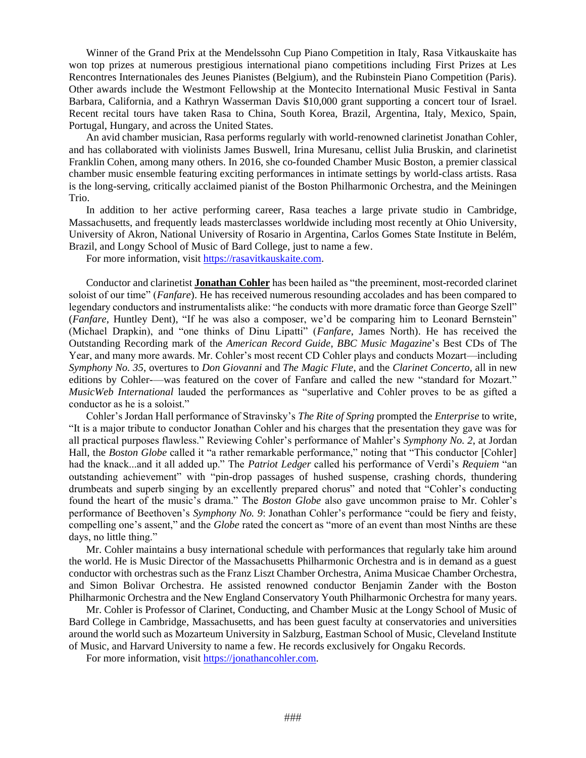Winner of the Grand Prix at the Mendelssohn Cup Piano Competition in Italy, Rasa Vitkauskaite has won top prizes at numerous prestigious international piano competitions including First Prizes at Les Rencontres Internationales des Jeunes Pianistes (Belgium), and the Rubinstein Piano Competition (Paris). Other awards include the Westmont Fellowship at the Montecito International Music Festival in Santa Barbara, California, and a Kathryn Wasserman Davis $10,000 grant supporting a concert tour of Israel. Recent recital tours have taken Rasa to China, South Korea, Brazil, Argentina, Italy, Mexico, Spain, Portugal, Hungary, and across the United States.

An avid chamber musician, Rasa performs regularly with world-renowned clarinetist Jonathan Cohler, and has collaborated with violinists James Buswell, Irina Muresanu, cellist Julia Bruskin, and clarinetist Franklin Cohen, among many others. In 2016, she co-founded Chamber Music Boston, a premier classical chamber music ensemble featuring exciting performances in intimate settings by world-class artists. Rasa is the long-serving, critically acclaimed pianist of the Boston Philharmonic Orchestra, and the Meiningen Trio.

In addition to her active performing career, Rasa teaches a large private studio in Cambridge, Massachusetts, and frequently leads masterclasses worldwide including most recently at Ohio University, University of Akron, National University of Rosario in Argentina, Carlos Gomes State Institute in Belém, Brazil, and Longy School of Music of Bard College, just to name a few.

For more information, visit https://rasavitkauskaite.com.

Conductor and clarinetist **Jonathan Cohler** has been hailed as "the preeminent, most-recorded clarinet soloist of our time" (*Fanfare*). He has received numerous resounding accolades and has been compared to legendary conductors and instrumentalists alike: "he conducts with more dramatic force than George Szell" (*Fanfare*, Huntley Dent), "If he was also a composer, we'd be comparing him to Leonard Bernstein" (Michael Drapkin), and "one thinks of Dinu Lipatti" (*Fanfare*, James North). He has received the Outstanding Recording mark of the *American Record Guide*, *BBC Music Magazine*'s Best CDs of The Year, and many more awards. Mr. Cohler's most recent CD Cohler plays and conducts Mozart—including *Symphony No. 35*, overtures to *Don Giovanni* and *The Magic Flute*, and the *Clarinet Concerto*, all in new editions by Cohler-—was featured on the cover of Fanfare and called the new "standard for Mozart." *MusicWeb International* lauded the performances as "superlative and Cohler proves to be as gifted a conductor as he is a soloist."

Cohler's Jordan Hall performance of Stravinsky's *The Rite of Spring* prompted the *Enterprise* to write, "It is a major tribute to conductor Jonathan Cohler and his charges that the presentation they gave was for all practical purposes flawless." Reviewing Cohler's performance of Mahler's *Symphony No. 2*, at Jordan Hall, the *Boston Globe* called it "a rather remarkable performance," noting that "This conductor [Cohler] had the knack...and it all added up." The *Patriot Ledger* called his performance of Verdi's *Requiem* "an outstanding achievement" with "pin-drop passages of hushed suspense, crashing chords, thundering drumbeats and superb singing by an excellently prepared chorus" and noted that "Cohler's conducting found the heart of the music's drama." The *Boston Globe* also gave uncommon praise to Mr. Cohler's performance of Beethoven's *Symphony No. 9*: Jonathan Cohler's performance "could be fiery and feisty, compelling one's assent," and the *Globe* rated the concert as "more of an event than most Ninths are these days, no little thing."

Mr. Cohler maintains a busy international schedule with performances that regularly take him around the world. He is Music Director of the Massachusetts Philharmonic Orchestra and is in demand as a guest conductor with orchestras such as the Franz Liszt Chamber Orchestra, Anima Musicae Chamber Orchestra, and Simon Bolivar Orchestra. He assisted renowned conductor Benjamin Zander with the Boston Philharmonic Orchestra and the New England Conservatory Youth Philharmonic Orchestra for many years.

Mr. Cohler is Professor of Clarinet, Conducting, and Chamber Music at the Longy School of Music of Bard College in Cambridge, Massachusetts, and has been guest faculty at conservatories and universities around the world such as Mozarteum University in Salzburg, Eastman School of Music, Cleveland Institute of Music, and Harvard University to name a few. He records exclusively for Ongaku Records.

For more information, visit https://jonathancohler.com.

###